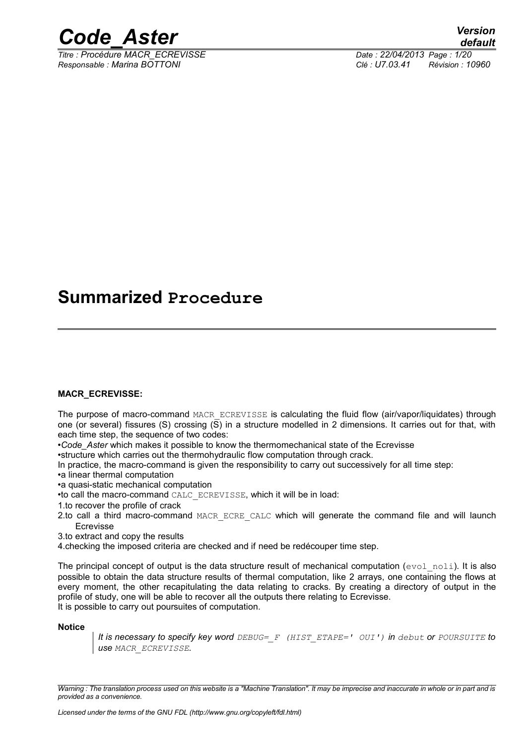# Summarized Procedure

**MACR_ECREVISSE:**

The purpose of macro-command MACR_ECREVISSE is calculating the fluid flow (air/vapor/liquidates) through one (or several) fissures (S) crossing (S) in a structure modelled in 2 dimensions. It carries out for that, with each time step, the sequence of two codes:

- *Code_Aster* which makes it possible to know the thermomechanical state of the Ecrevisse
- structure which carries out the thermohydraulic flow computation through crack.

In practice, the macro-command is given the responsibility to carry out successively for all time step:

- a linear thermal computation
- a quasi-static mechanical computation
- to call the macro-command CALC_ECREVISSE, which it will be in load:

1. to recover the profile of crack
2. to call a third macro-command MACR_ECRE_CALC which will generate the command file and will launch Ecrevisse
3. to extract and copy the results
4. checking the imposed criteria are checked and if need be redécouper time step.

The principal concept of output is the data structure result of mechanical computation (evol_noli). It is also possible to obtain the data structure results of thermal computation, like 2 arrays, one containing the flows at every moment, the other recapitulating the data relating to cracks. By creating a directory of output in the profile of study, one will be able to recover all the outputs there relating to Ecrevisse.

It is possible to carry out poursuites of computation.

**Notice**

> *It is necessary to specify key word DEBUG=_F (HIST_ETAPE=' OUI') in debut or POURSUITE to use MACR_ECREVISSE.*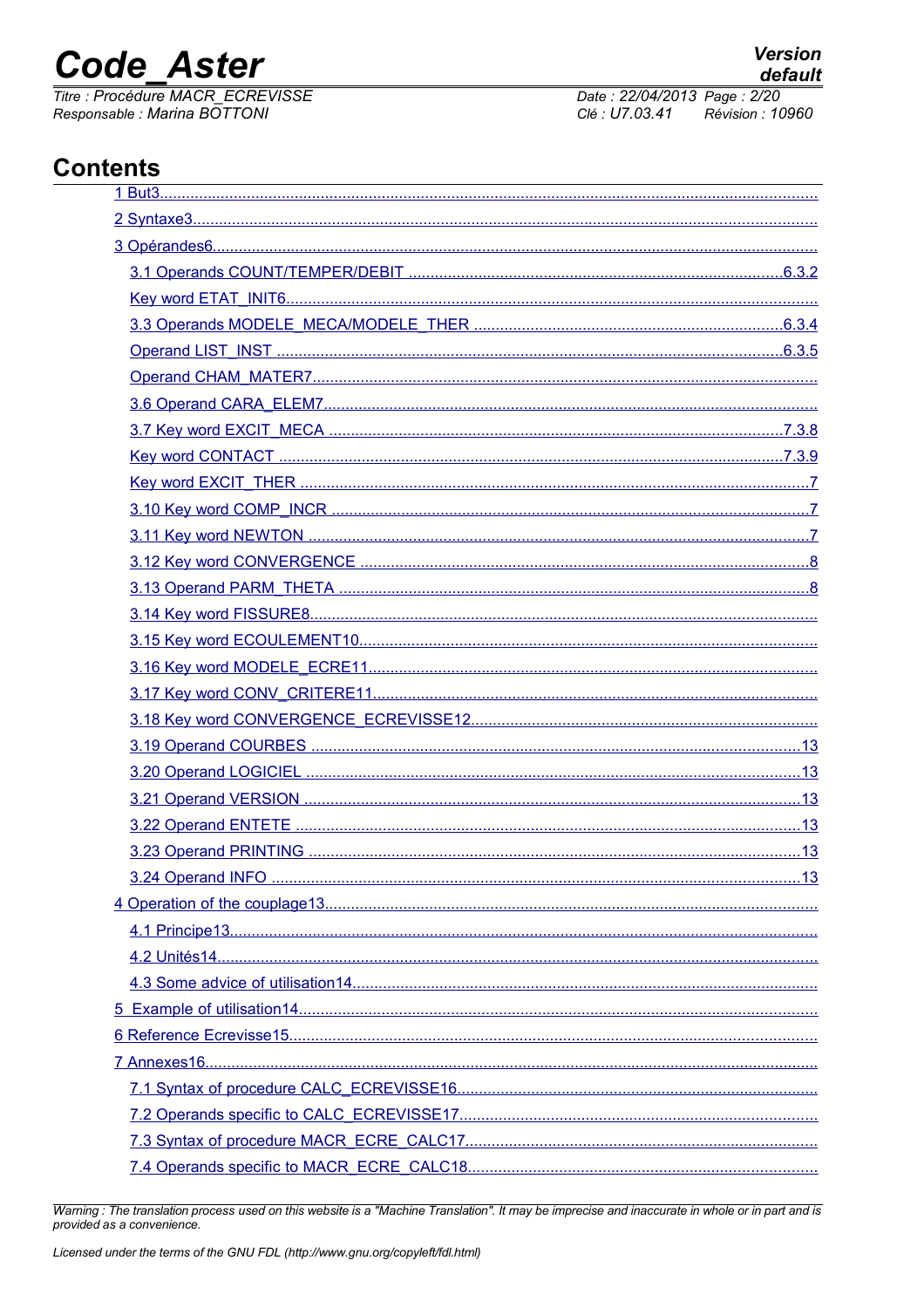## Contents

- 1 But3
- 2 Syntaxe3
- 3 Opérandes6
  - 3.1 Operands COUNT/TEMPER/DEBIT .6.3.2
  - Key word ETAT_INIT6
  - 3.3 Operands MODELE_MECA/MODELE_THER .6.3.4
  - Operand LIST_INST .6.3.5
  - Operand CHAM_MATER7
  - 3.6 Operand CARA_ELEM7
  - 3.7 Key word EXCIT_MECA .7.3.8
  - Key word CONTACT .7.3.9
  - Key word EXCIT_THER .7
  - 3.10 Key word COMP_INCR .7
  - 3.11 Key word NEWTON .7
  - 3.12 Key word CONVERGENCE .8
  - 3.13 Operand PARM_THETA .8
  - 3.14 Key word FISSURE8
  - 3.15 Key word ECOULEMENT10
  - 3.16 Key word MODELE_ECRE11
  - 3.17 Key word CONV_CRITERE11
  - 3.18 Key word CONVERGENCE_ECREVISSE12
  - 3.19 Operand COURBES .13
  - 3.20 Operand LOGICIEL .13
  - 3.21 Operand VERSION .13
  - 3.22 Operand ENTETE .13
  - 3.23 Operand PRINTING .13
  - 3.24 Operand INFO .13
- 4 Operation of the couplage13
  - 4.1 Principe13
  - 4.2 Unités14
  - 4.3 Some advice of utilisation14
- 5 Example of utilisation14
- 6 Reference Ecrevisse15
- 7 Annexes16
  - 7.1 Syntax of procedure CALC_ECREVISSE16
  - 7.2 Operands specific to CALC_ECREVISSE17
  - 7.3 Syntax of procedure MACR_ECRE_CALC17
  - 7.4 Operands specific to MACR_ECRE_CALC18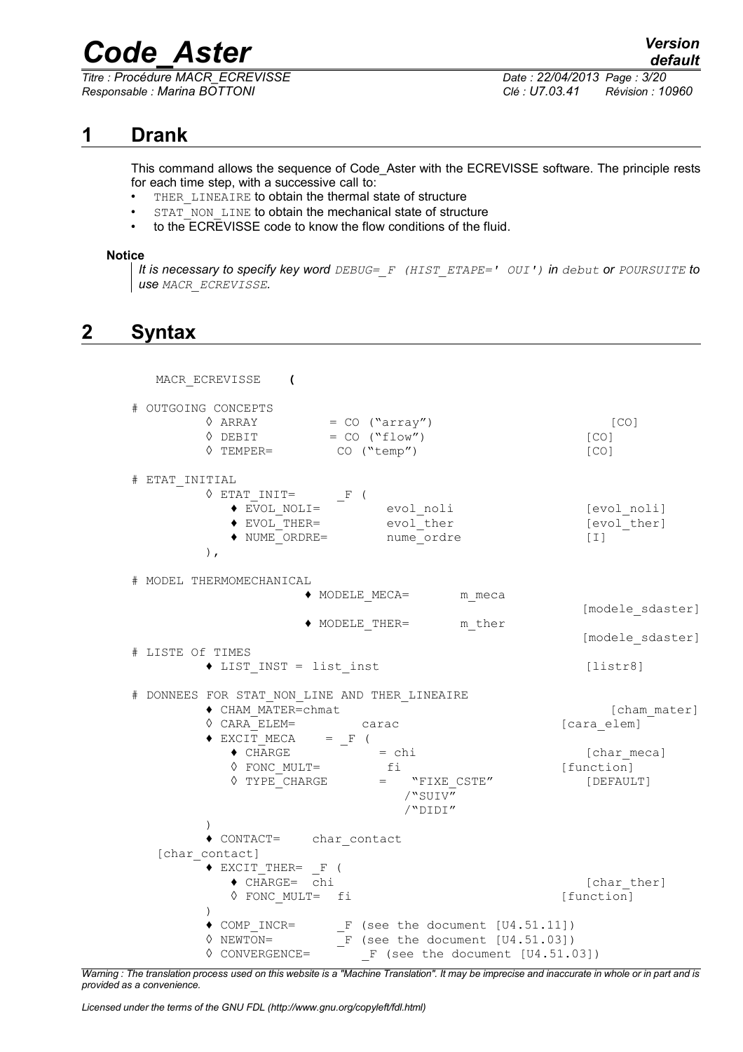# 1 Drank

This command allows the sequence of Code_Aster with the ECREVISSE software. The principle rests for each time step, with a successive call to:

- THER_LINEAIRE to obtain the thermal state of structure
- STAT_NON_LINE to obtain the mechanical state of structure
- to the ECREVISSE code to know the flow conditions of the fluid.

**Notice**

> *It is necessary to specify key word DEBUG=_F (HIST_ETAPE=' OUI') in debut or POURSUITE to use MACR_ECREVISSE.*

# 2 Syntax

```
MACR_ECREVISSE    (

# OUTGOING CONCEPTS
        ◊ ARRAY          = CO ("array")                         [CO]
        ◊ DEBIT          = CO ("flow")                          [CO]
        ◊ TEMPER=          CO ("temp")                          [CO]

# ETAT_INITIAL
        ◊ ETAT_INIT=      _F (
            ♦ EVOL_NOLI=         evol_noli                     [evol_noli]
            ♦ EVOL_THER=         evol_ther                     [evol_ther]
            ♦ NUME_ORDRE=        nume_ordre                    [I]
        ),

# MODEL THERMOMECHANICAL
                      ♦ MODELE_MECA=       m_meca
                                                               [modele_sdaster]
                      ♦ MODELE_THER=       m_ther
                                                               [modele_sdaster]
# LISTE Of TIMES
        ♦ LIST_INST = list_inst                                [listr8]

# DONNEES FOR STAT_NON_LINE AND THER_LINEAIRE
        ♦ CHAM_MATER=chmat                                     [cham_mater]
        ◊ CARA_ELEM=         carac                             [cara_elem]
        ♦ EXCIT_MECA    = _F (
            ♦ CHARGE            = chi                          [char_meca]
            ◊ FONC_MULT=         fi                            [function]
            ◊ TYPE_CHARGE       =    "FIXE_CSTE"               [DEFAULT]
                                   /"SUIV"
                                   /"DIDI"
        )
        ♦ CONTACT=    char_contact
    [char_contact]
        ♦ EXCIT_THER= _F (
            ♦ CHARGE=  chi                                     [char_ther]
            ◊ FONC_MULT=  fi                                   [function]
        )
        ♦ COMP_INCR=      _F (see the document [U4.51.11])
        ◊ NEWTON=         _F (see the document [U4.51.03])
        ◊ CONVERGENCE=       _F (see the document [U4.51.03])
```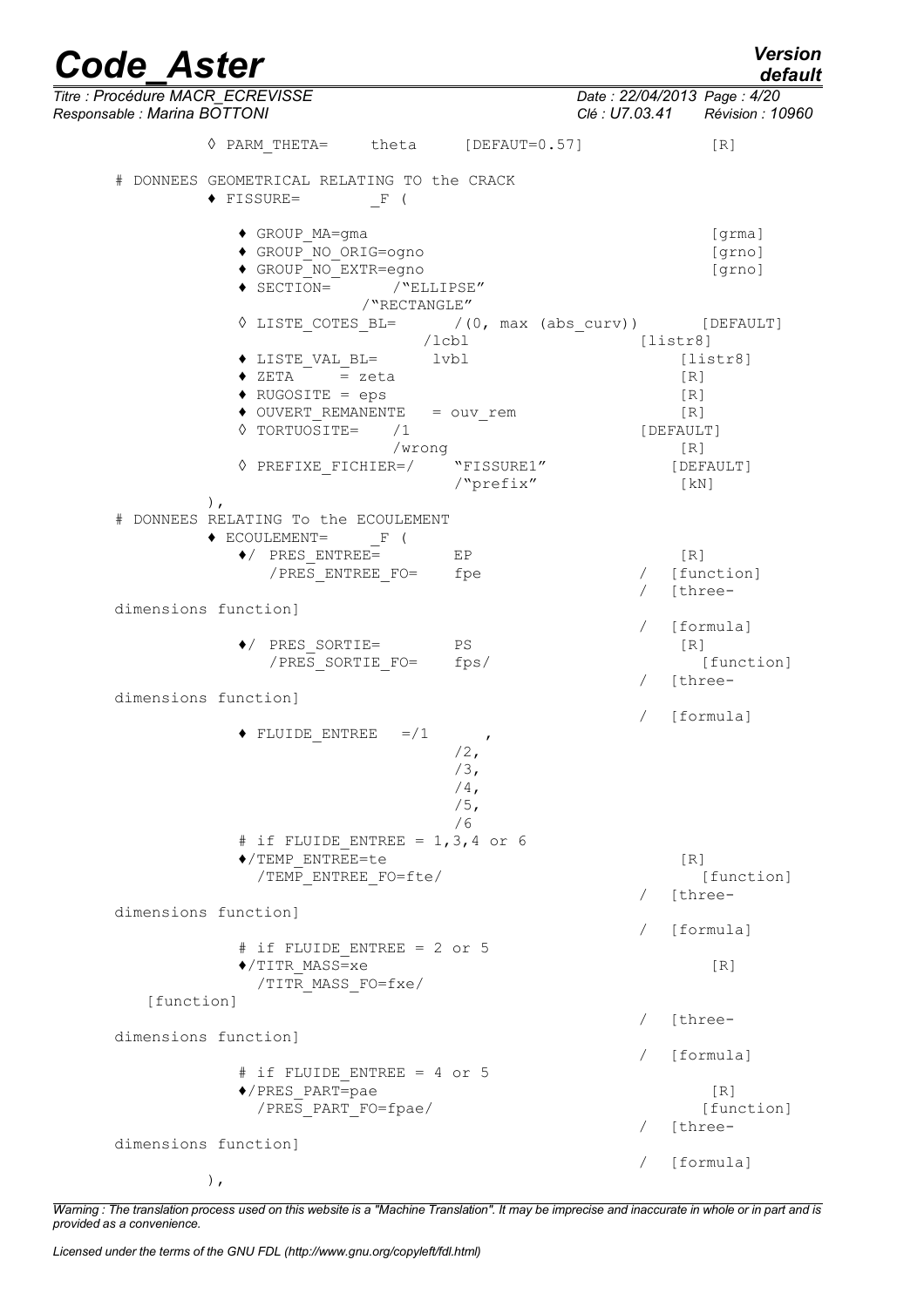```
          ◊ PARM_THETA=     theta     [DEFAUT=0.57]              [R]

    # DONNEES GEOMETRICAL RELATING TO the CRACK
          ♦ FISSURE=        _F (

             ♦ GROUP_MA=gma                                          [grma]
             ♦ GROUP_NO_ORIG=ogno                                    [grno]
             ♦ GROUP_NO_EXTR=egno                                    [grno]
             ♦ SECTION=       /"ELLIPSE"
                            /"RECTANGLE"
             ◊ LISTE_COTES_BL=      /(0, max (abs_curv))         [DEFAULT]
                                /lcbl                        [listr8]
             ♦ LISTE_VAL_BL=      lvbl                           [listr8]
             ♦ ZETA     = zeta                                   [R]
             ♦ RUGOSITE = eps                                    [R]
             ♦ OUVERT_REMANENTE   = ouv_rem                      [R]
             ◊ TORTUOSITE=    /1                             [DEFAULT]
                             /wrong                              [R]
             ◊ PREFIXE_FICHIER=/     "FISSURE1"                 [DEFAULT]
                                    /"prefix"                    [kN]
          ),
    # DONNEES RELATING To the ECOULEMENT
          ♦ ECOULEMENT=     _F (
             ♦/ PRES_ENTREE=        EP                           [R]
                /PRES_ENTREE_FO=    fpe                      /  [function]
                                                             /  [three-
    dimensions function]
                                                             /  [formula]
             ♦/ PRES_SORTIE=        PS                           [R]
                /PRES_SORTIE_FO=    fps/                          [function]
                                                             /  [three-
    dimensions function]
                                                             /  [formula]
             ♦ FLUIDE_ENTREE   =/1       ,
                                   /2,
                                   /3,
                                   /4,
                                   /5,
                                   /6
             # if FLUIDE_ENTREE = 1,3,4 or 6
             ♦/TEMP_ENTREE=te                                    [R]
               /TEMP_ENTREE_FO=fte/                                [function]
                                                             /  [three-
    dimensions function]
                                                             /  [formula]
             # if FLUIDE_ENTREE = 2 or 5
             ♦/TITR_MASS=xe                                        [R]
               /TITR_MASS_FO=fxe/
       [function]
                                                             /  [three-
    dimensions function]
                                                             /  [formula]
             # if FLUIDE_ENTREE = 4 or 5
             ♦/PRES_PART=pae                                       [R]
               /PRES_PART_FO=fpae/                                [function]
                                                             /  [three-
    dimensions function]
                                                             /  [formula]
          ),
```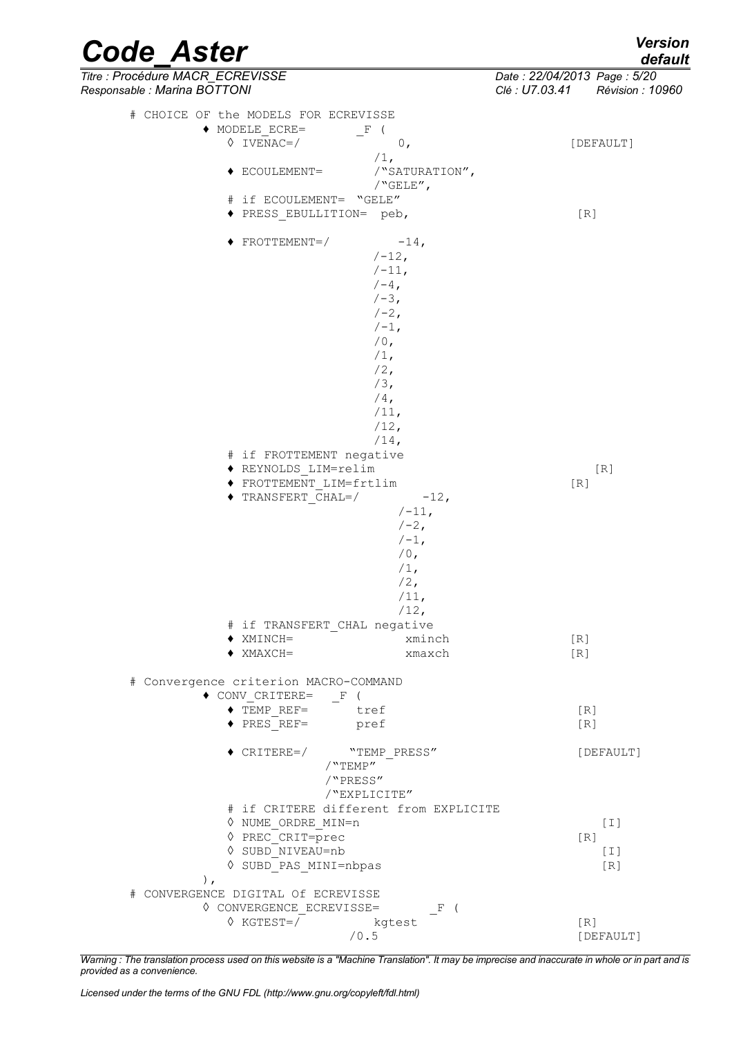```
# CHOICE OF the MODELS FOR ECREVISSE
        ♦ MODELE_ECRE=        _F (
           ◊ IVENAC=/              0,                          [DEFAULT]
                                  /1,
           ♦ ECOULEMENT=          /"SATURATION",
                                  /"GELE",
           # if ECOULEMENT= "GELE"
           ♦ PRESS_EBULLITION=  peb,                          [R]

           ♦ FROTTEMENT=/          -14,
                                 /-12,
                                 /-11,
                                 /-4,
                                 /-3,
                                 /-2,
                                 /-1,
                                 /0,
                                 /1,
                                 /2,
                                 /3,
                                 /4,
                                 /11,
                                 /12,
                                 /14,
           # if FROTTEMENT negative
           ♦ REYNOLDS_LIM=relim                                 [R]
           ♦ FROTTEMENT_LIM=frtlim                            [R]
           ♦ TRANSFERT_CHAL=/          -12,
                                     /-11,
                                     /-2,
                                     /-1,
                                     /0,
                                     /1,
                                     /2,
                                     /11,
                                     /12,
           # if TRANSFERT_CHAL negative
           ♦ XMINCH=                  xminch                  [R]
           ♦ XMAXCH=                  xmaxch                  [R]

# Convergence criterion MACRO-COMMAND
        ♦ CONV_CRITERE=   _F (
           ♦ TEMP_REF=        tref                             [R]
           ♦ PRES_REF=        pref                             [R]

           ♦ CRITERE=/       "TEMP_PRESS"                      [DEFAULT]
                         /"TEMP"
                         /"PRESS"
                         /"EXPLICITE"
           # if CRITERE different from EXPLICITE
           ◊ NUME_ORDRE_MIN=n                                    [I]
           ◊ PREC_CRIT=prec                                   [R]
           ◊ SUBD_NIVEAU=nb                                      [I]
           ◊ SUBD_PAS_MINI=nbpas                                 [R]
        ),
# CONVERGENCE DIGITAL Of ECREVISSE
        ◊ CONVERGENCE_ECREVISSE=        _F (
           ◊ KGTEST=/          kgtest                          [R]
                             /0.5                              [DEFAULT]
```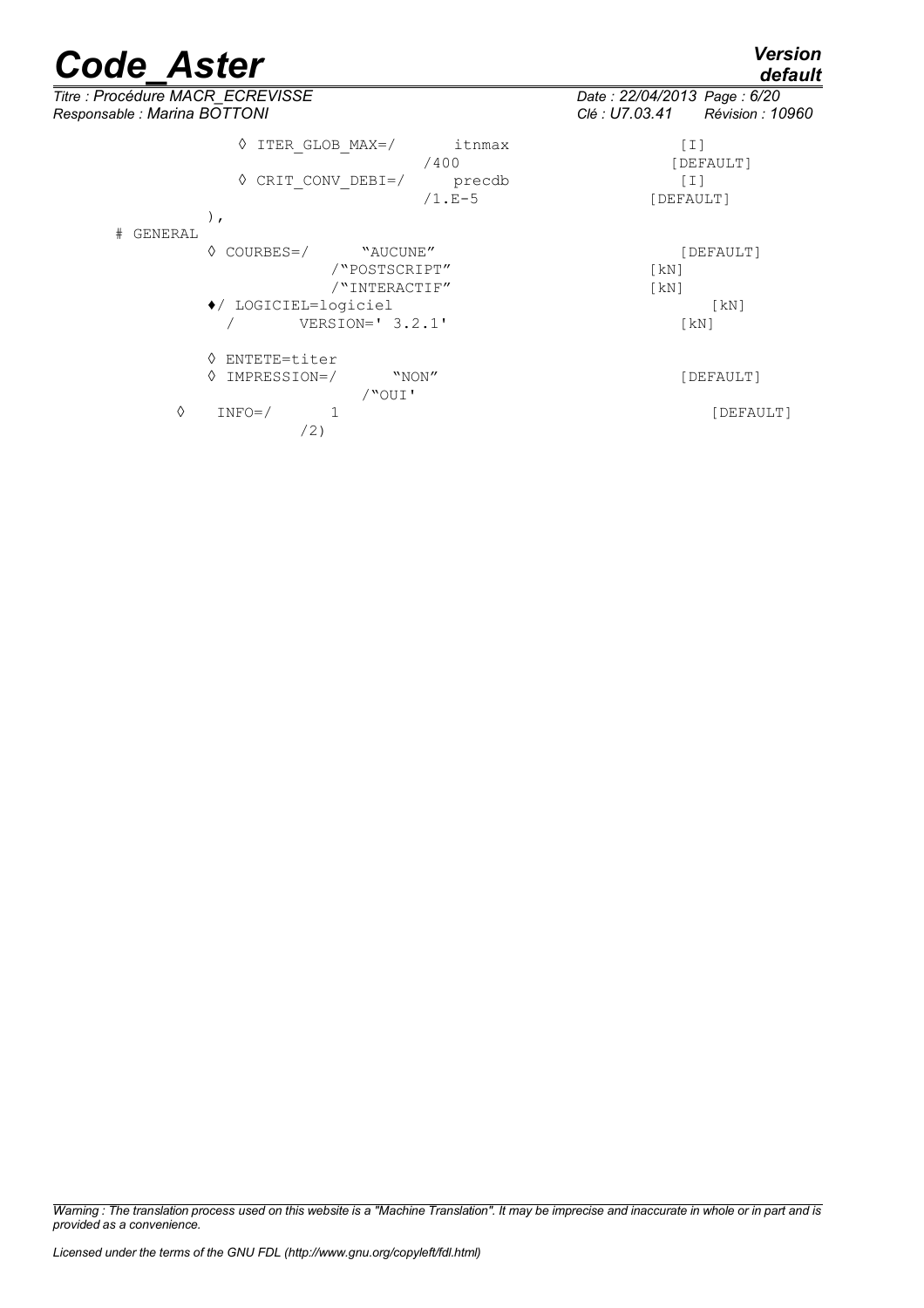```
          ◊ ITER_GLOB_MAX=/       itnmax                  [I]
                                  /400                    [DEFAULT]
          ◊ CRIT_CONV_DEBI=/      precdb                  [I]
                                  /1.E-5                  [DEFAULT]
        ),
# GENERAL
        ◊ COURBES=/        "AUCUNE"                       [DEFAULT]
                    /"POSTSCRIPT"                  [kN]
                    /"INTERACTIF"                  [kN]
        ♦/ LOGICIEL=logiciel                              [kN]
          /        VERSION=' 3.2.1'                       [kN]

        ◊ ENTETE=titer
        ◊ IMPRESSION=/       "NON"                        [DEFAULT]
                       /"OUI'
     ◊    INFO=/       1                                  [DEFAULT]
                 /2)
```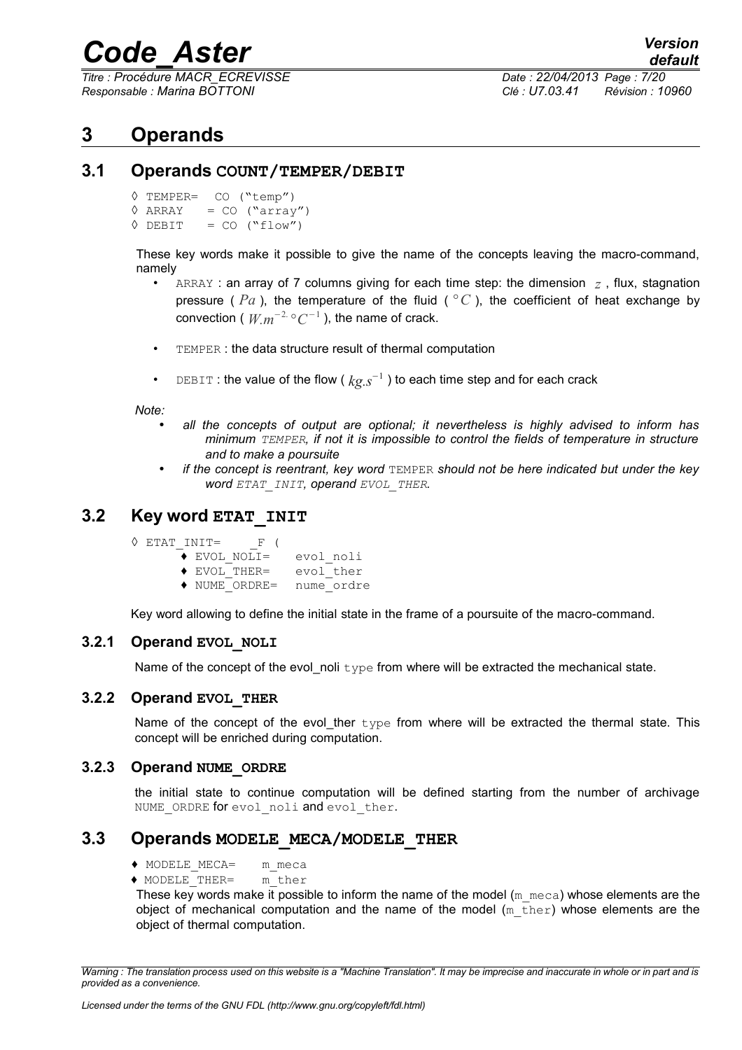# 3 Operands

## 3.1 Operands COUNT/TEMPER/DEBIT

```
◊ TEMPER=  CO ("temp")
◊ ARRAY   = CO ("array")
◊ DEBIT   = CO ("flow")
```

These key words make it possible to give the name of the concepts leaving the macro-command, namely

- ARRAY : an array of 7 columns giving for each time step: the dimension $z$ , flux, stagnation pressure ( $Pa$ ), the temperature of the fluid ( $°C$ ), the coefficient of heat exchange by convection ( $W.m^{-2.}°C^{-1}$ ), the name of crack.
- TEMPER : the data structure result of thermal computation
- DEBIT : the value of the flow ( $kg.s^{-1}$ ) to each time step and for each crack

*Note:*

- *all the concepts of output are optional; it nevertheless is highly advised to inform has minimum TEMPER, if not it is impossible to control the fields of temperature in structure and to make a poursuite*
- *if the concept is reentrant, key word TEMPER should not be here indicated but under the key word ETAT_INIT, operand EVOL_THER.*

## 3.2 Key word ETAT_INIT

```
◊ ETAT_INIT=    _F (
      ♦ EVOL_NOLI=    evol_noli
      ♦ EVOL_THER=    evol_ther
      ♦ NUME_ORDRE=   nume_ordre
```

Key word allowing to define the initial state in the frame of a poursuite of the macro-command.

### 3.2.1 Operand EVOL_NOLI

Name of the concept of the evol_noli type from where will be extracted the mechanical state.

### 3.2.2 Operand EVOL_THER

Name of the concept of the evol_ther type from where will be extracted the thermal state. This concept will be enriched during computation.

### 3.2.3 Operand NUME_ORDRE

the initial state to continue computation will be defined starting from the number of archivage NUME_ORDRE for evol_noli and evol_ther.

## 3.3 Operands MODELE_MECA/MODELE_THER

```
♦ MODELE_MECA=    m_meca
♦ MODELE_THER=    m_ther
```

These key words make it possible to inform the name of the model (m_meca) whose elements are the object of mechanical computation and the name of the model (m_ther) whose elements are the object of thermal computation.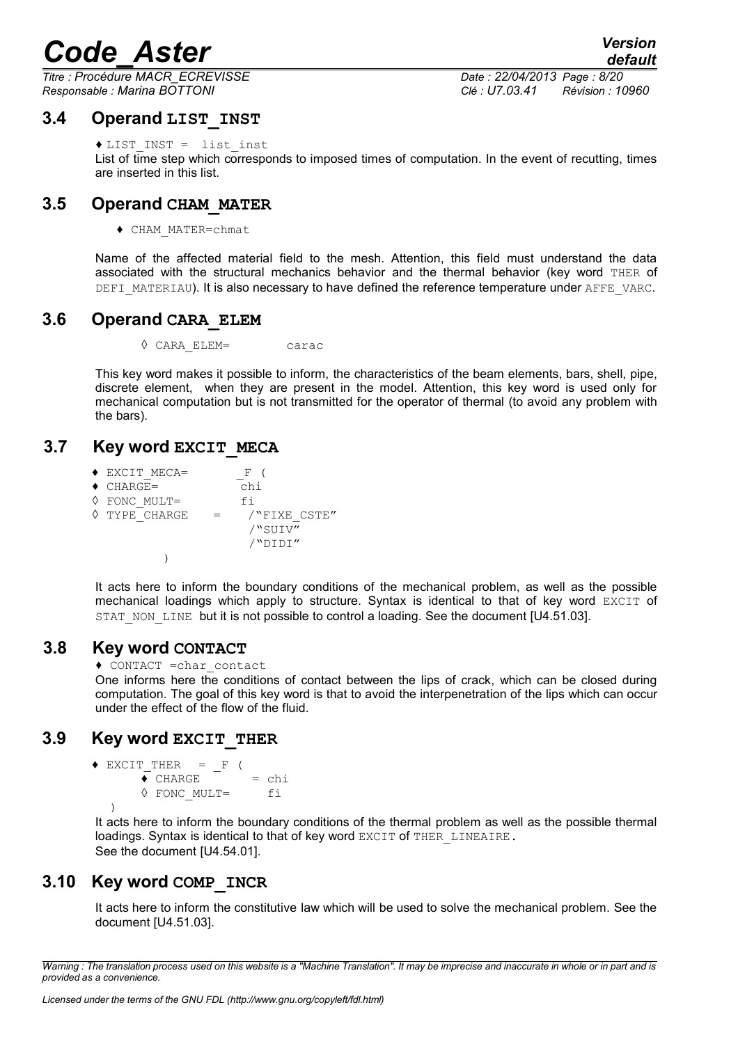## 3.4 Operand LIST_INST

♦ LIST_INST = list_inst

List of time step which corresponds to imposed times of computation. In the event of recutting, times are inserted in this list.

## 3.5 Operand CHAM_MATER

♦ CHAM_MATER=chmat

Name of the affected material field to the mesh. Attention, this field must understand the data associated with the structural mechanics behavior and the thermal behavior (key word THER of DEFI_MATERIAU). It is also necessary to have defined the reference temperature under AFFE_VARC.

## 3.6 Operand CARA_ELEM

◊ CARA_ELEM= carac

This key word makes it possible to inform, the characteristics of the beam elements, bars, shell, pipe, discrete element, when they are present in the model. Attention, this key word is used only for mechanical computation but is not transmitted for the operator of thermal (to avoid any problem with the bars).

## 3.7 Key word EXCIT_MECA

```
♦ EXCIT_MECA=       _F (
♦ CHARGE=           chi
◊ FONC_MULT=        fi
◊ TYPE_CHARGE   =    /"FIXE_CSTE"
                     /"SUIV"
                     /"DIDI"
          )
```

It acts here to inform the boundary conditions of the mechanical problem, as well as the possible mechanical loadings which apply to structure. Syntax is identical to that of key word EXCIT of STAT_NON_LINE but it is not possible to control a loading. See the document [U4.51.03].

## 3.8 Key word CONTACT

♦ CONTACT =char_contact

One informs here the conditions of contact between the lips of crack, which can be closed during computation. The goal of this key word is that to avoid the interpenetration of the lips which can occur under the effect of the flow of the fluid.

## 3.9 Key word EXCIT_THER

```
♦ EXCIT_THER   = _F (
      ♦ CHARGE       = chi
      ◊ FONC_MULT=      fi
  )
```

It acts here to inform the boundary conditions of the thermal problem as well as the possible thermal loadings. Syntax is identical to that of key word EXCIT of THER_LINEAIRE.
See the document [U4.54.01].

## 3.10 Key word COMP_INCR

It acts here to inform the constitutive law which will be used to solve the mechanical problem. See the document [U4.51.03].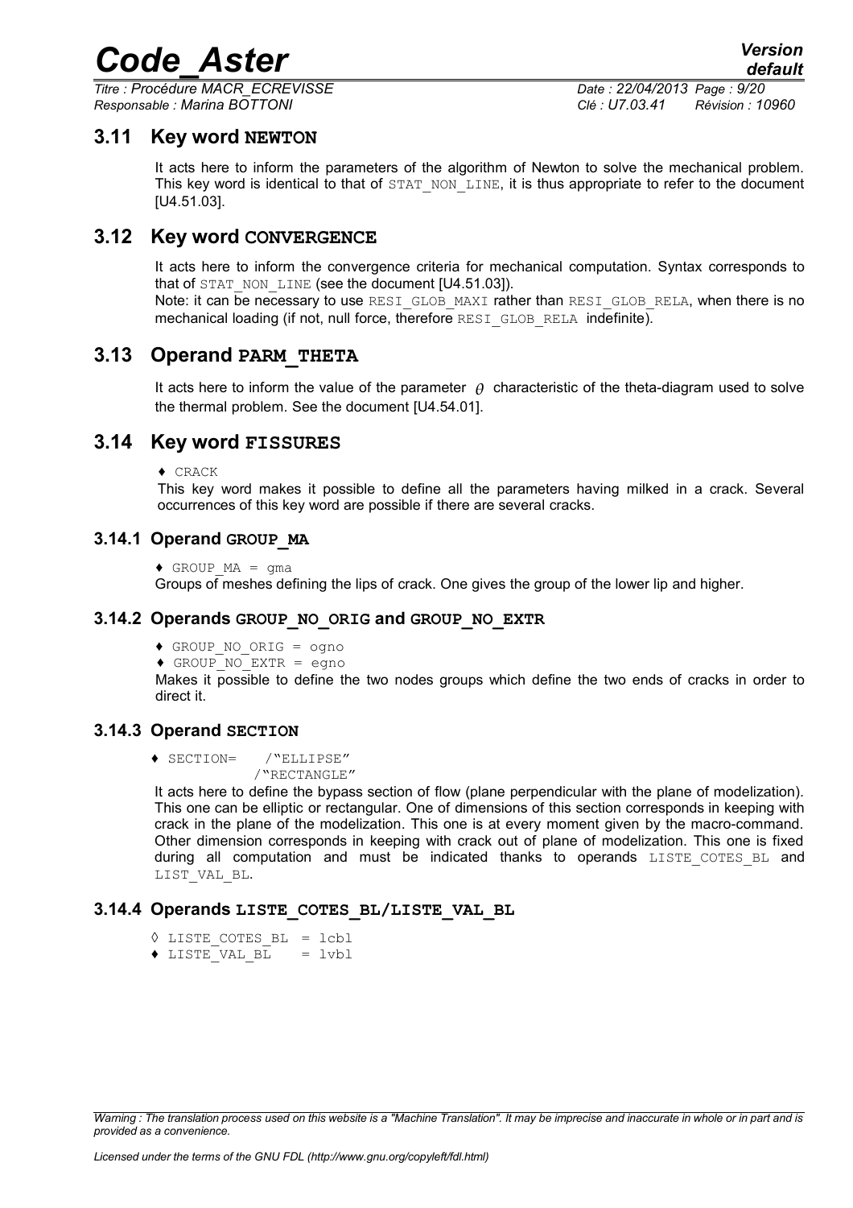## 3.11 Key word NEWTON

It acts here to inform the parameters of the algorithm of Newton to solve the mechanical problem. This key word is identical to that of STAT_NON_LINE, it is thus appropriate to refer to the document [U4.51.03].

## 3.12 Key word CONVERGENCE

It acts here to inform the convergence criteria for mechanical computation. Syntax corresponds to that of STAT_NON_LINE (see the document [U4.51.03]).
Note: it can be necessary to use RESI_GLOB_MAXI rather than RESI_GLOB_RELA, when there is no mechanical loading (if not, null force, therefore RESI_GLOB_RELA indefinite).

## 3.13 Operand PARM_THETA

It acts here to inform the value of the parameter $\theta$ characteristic of the theta-diagram used to solve the thermal problem. See the document [U4.54.01].

## 3.14 Key word FISSURES

♦ CRACK

This key word makes it possible to define all the parameters having milked in a crack. Several occurrences of this key word are possible if there are several cracks.

### 3.14.1 Operand GROUP_MA

♦ GROUP_MA = gma

Groups of meshes defining the lips of crack. One gives the group of the lower lip and higher.

### 3.14.2 Operands GROUP_NO_ORIG and GROUP_NO_EXTR

♦ GROUP_NO_ORIG = ogno
♦ GROUP_NO_EXTR = egno

Makes it possible to define the two nodes groups which define the two ends of cracks in order to direct it.

### 3.14.3 Operand SECTION

♦ SECTION= /"ELLIPSE"
/"RECTANGLE"

It acts here to define the bypass section of flow (plane perpendicular with the plane of modelization). This one can be elliptic or rectangular. One of dimensions of this section corresponds in keeping with crack in the plane of the modelization. This one is at every moment given by the macro-command. Other dimension corresponds in keeping with crack out of plane of modelization. This one is fixed during all computation and must be indicated thanks to operands LISTE_COTES_BL and LIST_VAL_BL.

### 3.14.4 Operands LISTE_COTES_BL/LISTE_VAL_BL

◊ LISTE_COTES_BL = lcbl
♦ LISTE_VAL_BL = lvbl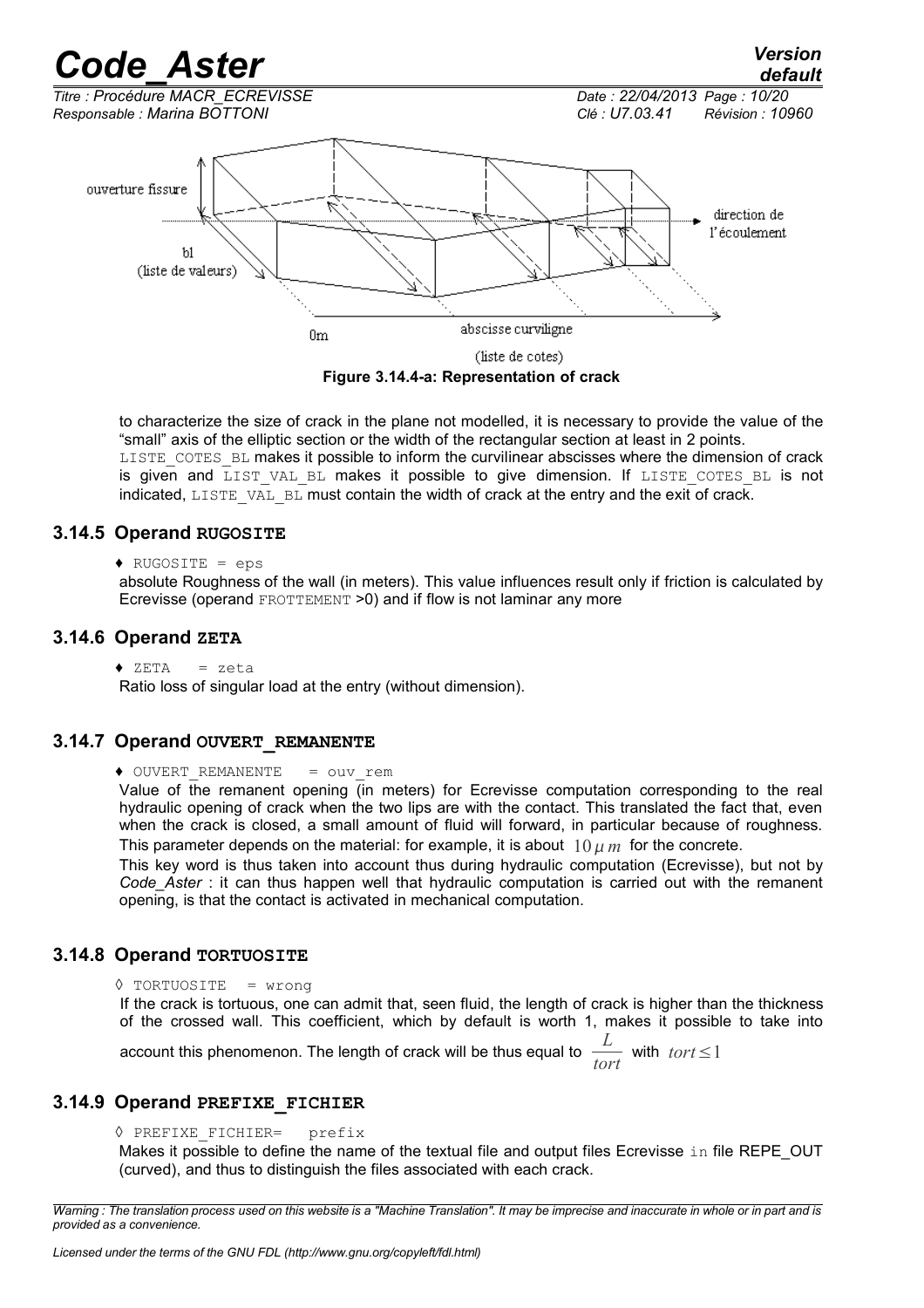ouverture fissure

bl (liste de valeurs)

0m

abscisse curviligne (liste de cotes)

direction de l'écoulement

**Figure 3.14.4-a: Representation of crack**

to characterize the size of crack in the plane not modelled, it is necessary to provide the value of the "small" axis of the elliptic section or the width of the rectangular section at least in 2 points. LISTE_COTES_BL makes it possible to inform the curvilinear abscisses where the dimension of crack is given and LIST_VAL_BL makes it possible to give dimension. If LISTE_COTES_BL is not indicated, LISTE_VAL_BL must contain the width of crack at the entry and the exit of crack.

### 3.14.5 Operand RUGOSITE

♦ RUGOSITE = eps

absolute Roughness of the wall (in meters). This value influences result only if friction is calculated by Ecrevisse (operand FROTTEMENT >0) and if flow is not laminar any more

### 3.14.6 Operand ZETA

♦ ZETA = zeta

Ratio loss of singular load at the entry (without dimension).

### 3.14.7 Operand OUVERT_REMANENTE

♦ OUVERT_REMANENTE = ouv_rem

Value of the remanent opening (in meters) for Ecrevisse computation corresponding to the real hydraulic opening of crack when the two lips are with the contact. This translated the fact that, even when the crack is closed, a small amount of fluid will forward, in particular because of roughness. This parameter depends on the material: for example, it is about $10\,\mu m$ for the concrete.

This key word is thus taken into account thus during hydraulic computation (Ecrevisse), but not by *Code_Aster* : it can thus happen well that hydraulic computation is carried out with the remanent opening, is that the contact is activated in mechanical computation.

### 3.14.8 Operand TORTUOSITE

◊ TORTUOSITE = wrong

If the crack is tortuous, one can admit that, seen fluid, the length of crack is higher than the thickness of the crossed wall. This coefficient, which by default is worth 1, makes it possible to take into account this phenomenon. The length of crack will be thus equal to $\frac{L}{tort}$ with $tort \leq 1$

### 3.14.9 Operand PREFIXE_FICHIER

◊ PREFIXE_FICHIER= prefix

Makes it possible to define the name of the textual file and output files Ecrevisse in file REPE_OUT (curved), and thus to distinguish the files associated with each crack.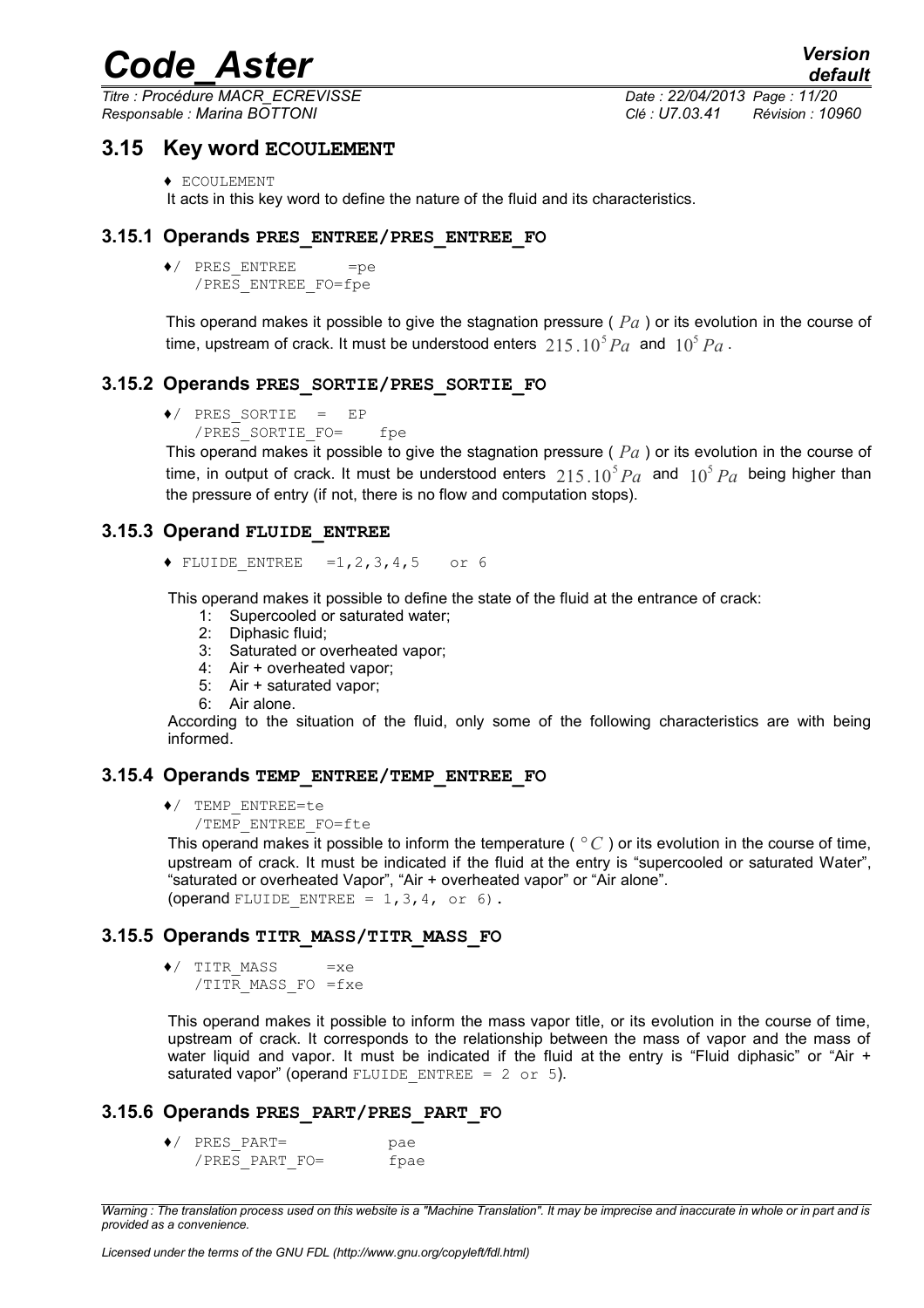## 3.15 Key word ECOULEMENT

♦ ECOULEMENT

It acts in this key word to define the nature of the fluid and its characteristics.

### 3.15.1 Operands PRES_ENTREE/PRES_ENTREE_FO

```
♦/ PRES_ENTREE     =pe
  /PRES_ENTREE_FO=fpe
```

This operand makes it possible to give the stagnation pressure ( $Pa$ ) or its evolution in the course of time, upstream of crack. It must be understood enters $215.10^5 Pa$ and $10^5 Pa$.

### 3.15.2 Operands PRES_SORTIE/PRES_SORTIE_FO

```
♦/ PRES_SORTIE   =  EP
  /PRES_SORTIE_FO=    fpe
```

This operand makes it possible to give the stagnation pressure ( $Pa$ ) or its evolution in the course of time, in output of crack. It must be understood enters $215.10^5 Pa$ and $10^5 Pa$ being higher than the pressure of entry (if not, there is no flow and computation stops).

### 3.15.3 Operand FLUIDE_ENTREE

```
♦ FLUIDE_ENTREE  =1,2,3,4,5   or 6
```

This operand makes it possible to define the state of the fluid at the entrance of crack:

1: Supercooled or saturated water;
2: Diphasic fluid;
3: Saturated or overheated vapor;
4: Air + overheated vapor;
5: Air + saturated vapor;
6: Air alone.

According to the situation of the fluid, only some of the following characteristics are with being informed.

### 3.15.4 Operands TEMP_ENTREE/TEMP_ENTREE_FO

```
♦/ TEMP_ENTREE=te
  /TEMP_ENTREE_FO=fte
```

This operand makes it possible to inform the temperature ( $°C$ ) or its evolution in the course of time, upstream of crack. It must be indicated if the fluid at the entry is "supercooled or saturated Water", "saturated or overheated Vapor", "Air + overheated vapor" or "Air alone".
(operand FLUIDE_ENTREE = 1,3,4, or 6).

### 3.15.5 Operands TITR_MASS/TITR_MASS_FO

```
♦/ TITR_MASS     =xe
  /TITR_MASS_FO =fxe
```

This operand makes it possible to inform the mass vapor title, or its evolution in the course of time, upstream of crack. It corresponds to the relationship between the mass of vapor and the mass of water liquid and vapor. It must be indicated if the fluid at the entry is "Fluid diphasic" or "Air + saturated vapor" (operand FLUIDE_ENTREE = 2 or 5).

### 3.15.6 Operands PRES_PART/PRES_PART_FO

```
♦/ PRES_PART=          pae
  /PRES_PART_FO=       fpae
```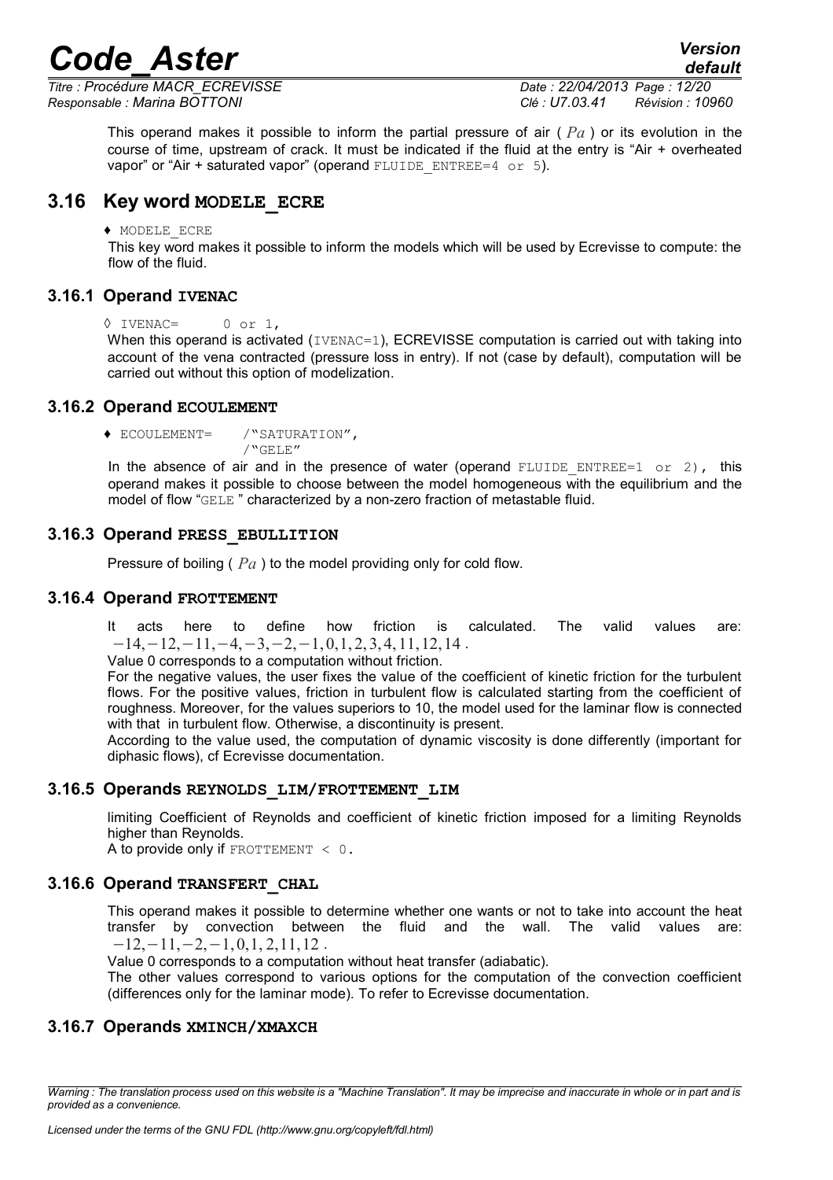This operand makes it possible to inform the partial pressure of air ( $Pa$ ) or its evolution in the course of time, upstream of crack. It must be indicated if the fluid at the entry is "Air + overheated vapor" or "Air + saturated vapor" (operand `FLUIDE_ENTREE=4 or 5`).

## 3.16 Key word MODELE_ECRE

♦ MODELE_ECRE

This key word makes it possible to inform the models which will be used by Ecrevisse to compute: the flow of the fluid.

### 3.16.1 Operand IVENAC

◊ IVENAC= 0 or 1,

When this operand is activated (`IVENAC=1`), ECREVISSE computation is carried out with taking into account of the vena contracted (pressure loss in entry). If not (case by default), computation will be carried out without this option of modelization.

### 3.16.2 Operand ECOULEMENT

♦ ECOULEMENT= /"SATURATION",
/"GELE"

In the absence of air and in the presence of water (operand `FLUIDE_ENTREE=1 or 2`), this operand makes it possible to choose between the model homogeneous with the equilibrium and the model of flow "GELE " characterized by a non-zero fraction of metastable fluid.

### 3.16.3 Operand PRESS_EBULLITION

Pressure of boiling ( $Pa$ ) to the model providing only for cold flow.

### 3.16.4 Operand FROTTEMENT

It acts here to define how friction is calculated. The valid values are: $-14,-12,-11,-4,-3,-2,-1,0,1,2,3,4,11,12,14$ .

Value 0 corresponds to a computation without friction.

For the negative values, the user fixes the value of the coefficient of kinetic friction for the turbulent flows. For the positive values, friction in turbulent flow is calculated starting from the coefficient of roughness. Moreover, for the values superiors to 10, the model used for the laminar flow is connected with that in turbulent flow. Otherwise, a discontinuity is present.

According to the value used, the computation of dynamic viscosity is done differently (important for diphasic flows), cf Ecrevisse documentation.

### 3.16.5 Operands REYNOLDS_LIM/FROTTEMENT_LIM

limiting Coefficient of Reynolds and coefficient of kinetic friction imposed for a limiting Reynolds higher than Reynolds.

A to provide only if `FROTTEMENT < 0`.

### 3.16.6 Operand TRANSFERT_CHAL

This operand makes it possible to determine whether one wants or not to take into account the heat transfer by convection between the fluid and the wall. The valid values are: $-12,-11,-2,-1,0,1,2,11,12$ .

Value 0 corresponds to a computation without heat transfer (adiabatic).

The other values correspond to various options for the computation of the convection coefficient (differences only for the laminar mode). To refer to Ecrevisse documentation.

### 3.16.7 Operands XMINCH/XMAXCH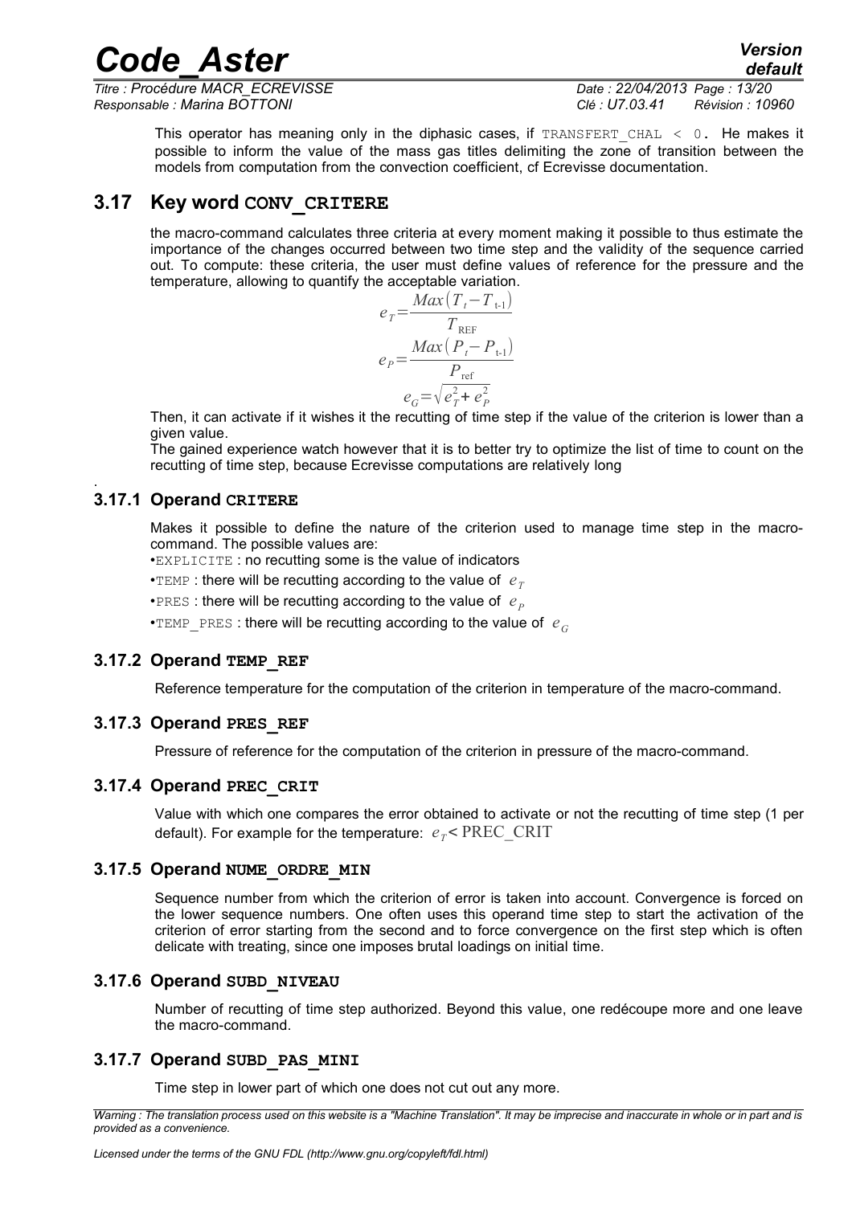This operator has meaning only in the diphasic cases, if TRANSFERT_CHAL < 0. He makes it possible to inform the value of the mass gas titles delimiting the zone of transition between the models from computation from the convection coefficient, cf Ecrevisse documentation.

## 3.17 Key word CONV_CRITERE

the macro-command calculates three criteria at every moment making it possible to thus estimate the importance of the changes occurred between two time step and the validity of the sequence carried out. To compute: these criteria, the user must define values of reference for the pressure and the temperature, allowing to quantify the acceptable variation.

$$e_T = \frac{Max(T_t - T_{t\text{-}1})}{T_{\text{REF}}}$$

$$e_P = \frac{Max(P_t - P_{t\text{-}1})}{P_{\text{ref}}}$$

$$e_G = \sqrt{e_T^2 + e_P^2}$$

Then, it can activate if it wishes it the recutting of time step if the value of the criterion is lower than a given value.

The gained experience watch however that it is to better try to optimize the list of time to count on the recutting of time step, because Ecrevisse computations are relatively long

.

### 3.17.1 Operand CRITERE

Makes it possible to define the nature of the criterion used to manage time step in the macro-command. The possible values are:

- EXPLICITE : no recutting some is the value of indicators
- TEMP : there will be recutting according to the value of $e_T$
- PRES : there will be recutting according to the value of $e_P$
- TEMP_PRES : there will be recutting according to the value of $e_G$

### 3.17.2 Operand TEMP_REF

Reference temperature for the computation of the criterion in temperature of the macro-command.

### 3.17.3 Operand PRES_REF

Pressure of reference for the computation of the criterion in pressure of the macro-command.

### 3.17.4 Operand PREC_CRIT

Value with which one compares the error obtained to activate or not the recutting of time step (1 per default). For example for the temperature: $e_T < \text{PREC\_CRIT}$

### 3.17.5 Operand NUME_ORDRE_MIN

Sequence number from which the criterion of error is taken into account. Convergence is forced on the lower sequence numbers. One often uses this operand time step to start the activation of the criterion of error starting from the second and to force convergence on the first step which is often delicate with treating, since one imposes brutal loadings on initial time.

### 3.17.6 Operand SUBD_NIVEAU

Number of recutting of time step authorized. Beyond this value, one redécoupe more and one leave the macro-command.

### 3.17.7 Operand SUBD_PAS_MINI

Time step in lower part of which one does not cut out any more.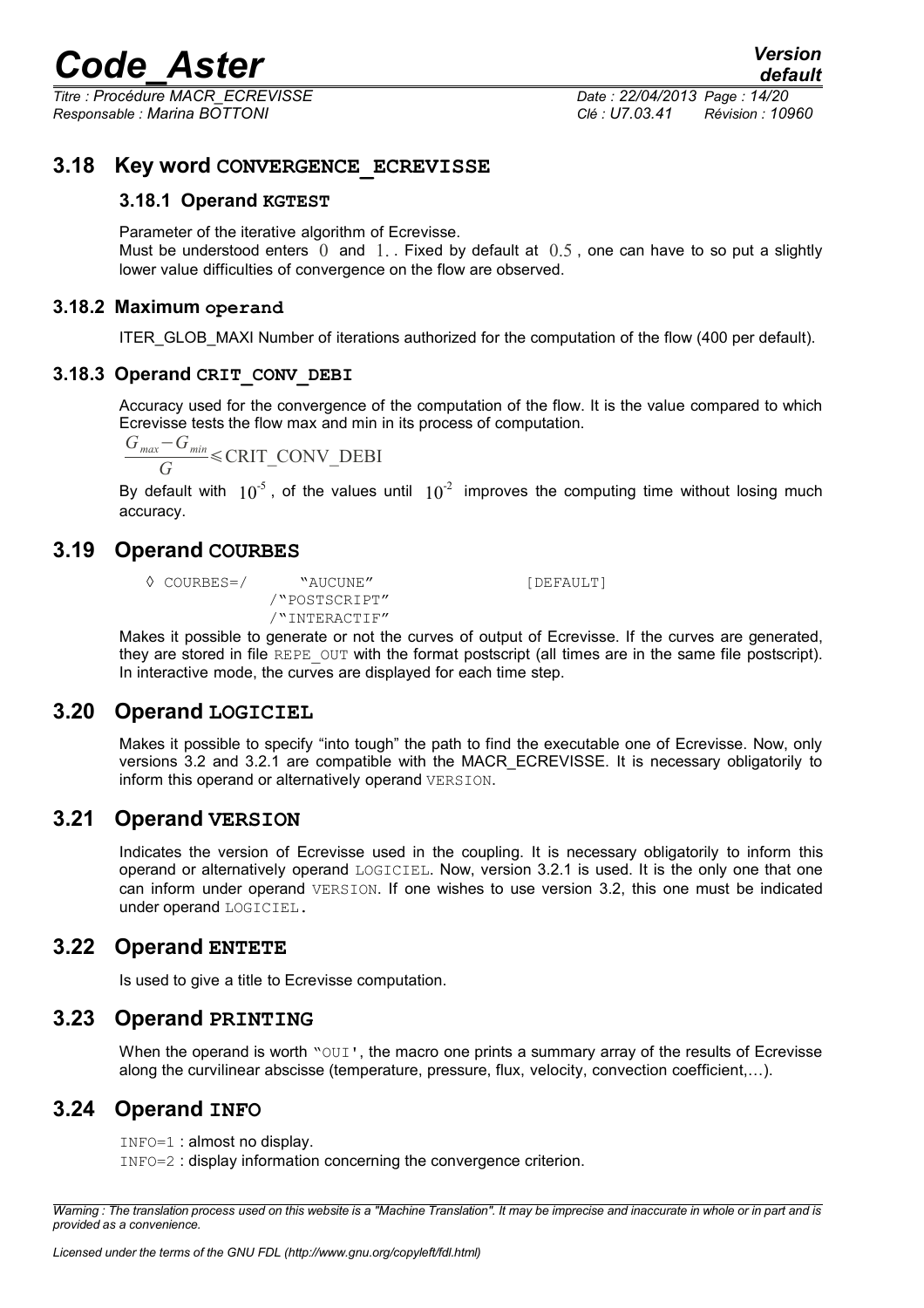## 3.18 Key word CONVERGENCE_ECREVISSE

### 3.18.1 Operand KGTEST

Parameter of the iterative algorithm of Ecrevisse.
Must be understood enters $0$ and $1.$. Fixed by default at $0.5$, one can have to so put a slightly lower value difficulties of convergence on the flow are observed.

### 3.18.2 Maximum operand

ITER_GLOB_MAXI Number of iterations authorized for the computation of the flow (400 per default).

### 3.18.3 Operand CRIT_CONV_DEBI

Accuracy used for the convergence of the computation of the flow. It is the value compared to which Ecrevisse tests the flow max and min in its process of computation.

$$\frac{G_{max}-G_{min}}{G} \leqslant \text{CRIT\_CONV\_DEBI}$$

By default with $10^{-5}$, of the values until $10^{-2}$ improves the computing time without losing much accuracy.

## 3.19 Operand COURBES

```
◊ COURBES=/     "AUCUNE"              [DEFAULT]
              /"POSTSCRIPT"
              /"INTERACTIF"
```

Makes it possible to generate or not the curves of output of Ecrevisse. If the curves are generated, they are stored in file REPE_OUT with the format postscript (all times are in the same file postscript). In interactive mode, the curves are displayed for each time step.

## 3.20 Operand LOGICIEL

Makes it possible to specify "into tough" the path to find the executable one of Ecrevisse. Now, only versions 3.2 and 3.2.1 are compatible with the MACR_ECREVISSE. It is necessary obligatorily to inform this operand or alternatively operand VERSION.

## 3.21 Operand VERSION

Indicates the version of Ecrevisse used in the coupling. It is necessary obligatorily to inform this operand or alternatively operand LOGICIEL. Now, version 3.2.1 is used. It is the only one that one can inform under operand VERSION. If one wishes to use version 3.2, this one must be indicated under operand LOGICIEL.

## 3.22 Operand ENTETE

Is used to give a title to Ecrevisse computation.

## 3.23 Operand PRINTING

When the operand is worth "OUI', the macro one prints a summary array of the results of Ecrevisse along the curvilinear abscisse (temperature, pressure, flux, velocity, convection coefficient,…).

## 3.24 Operand INFO

INFO=1 : almost no display.
INFO=2 : display information concerning the convergence criterion.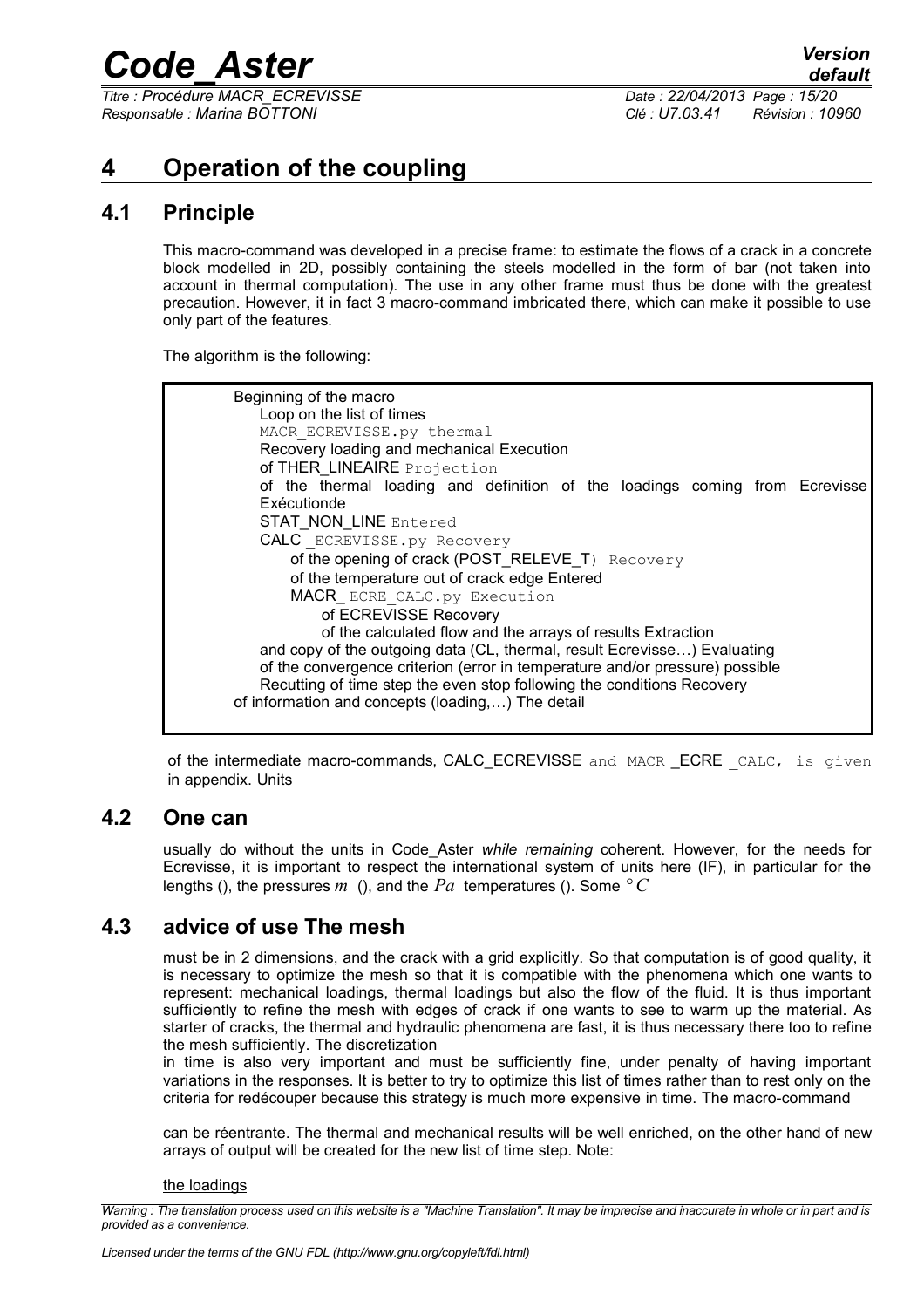# 4 Operation of the coupling

## 4.1 Principle

This macro-command was developed in a precise frame: to estimate the flows of a crack in a concrete block modelled in 2D, possibly containing the steels modelled in the form of bar (not taken into account in thermal computation). The use in any other frame must thus be done with the greatest precaution. However, it in fact 3 macro-command imbricated there, which can make it possible to use only part of the features.

The algorithm is the following:

```
Beginning of the macro
    Loop on the list of times
    MACR_ECREVISSE.py thermal
    Recovery loading and mechanical Execution
    of THER_LINEAIRE Projection
    of the thermal loading and definition of the loadings coming from Ecrevisse
    Exécutionde
    STAT_NON_LINE Entered
    CALC _ECREVISSE.py Recovery
        of the opening of crack (POST_RELEVE_T) Recovery
        of the temperature out of crack edge Entered
        MACR_ ECRE_CALC.py Execution
            of ECREVISSE Recovery
            of the calculated flow and the arrays of results Extraction
    and copy of the outgoing data (CL, thermal, result Ecrevisse…) Evaluating
    of the convergence criterion (error in temperature and/or pressure) possible
    Recutting of time step the even stop following the conditions Recovery
of information and concepts (loading,…) The detail
```

of the intermediate macro-commands, CALC_ECREVISSE and MACR _ECRE _CALC, is given in appendix. Units

## 4.2 One can

usually do without the units in Code_Aster *while remaining* coherent. However, for the needs for Ecrevisse, it is important to respect the international system of units here (IF), in particular for the lengths (), the pressures $m$ (), and the $Pa$ temperatures (). Some $°C$

## 4.3 advice of use The mesh

must be in 2 dimensions, and the crack with a grid explicitly. So that computation is of good quality, it is necessary to optimize the mesh so that it is compatible with the phenomena which one wants to represent: mechanical loadings, thermal loadings but also the flow of the fluid. It is thus important sufficiently to refine the mesh with edges of crack if one wants to see to warm up the material. As starter of cracks, the thermal and hydraulic phenomena are fast, it is thus necessary there too to refine the mesh sufficiently. The discretization

in time is also very important and must be sufficiently fine, under penalty of having important variations in the responses. It is better to try to optimize this list of times rather than to rest only on the criteria for redécouper because this strategy is much more expensive in time. The macro-command

can be réentrante. The thermal and mechanical results will be well enriched, on the other hand of new arrays of output will be created for the new list of time step. Note:

the loadings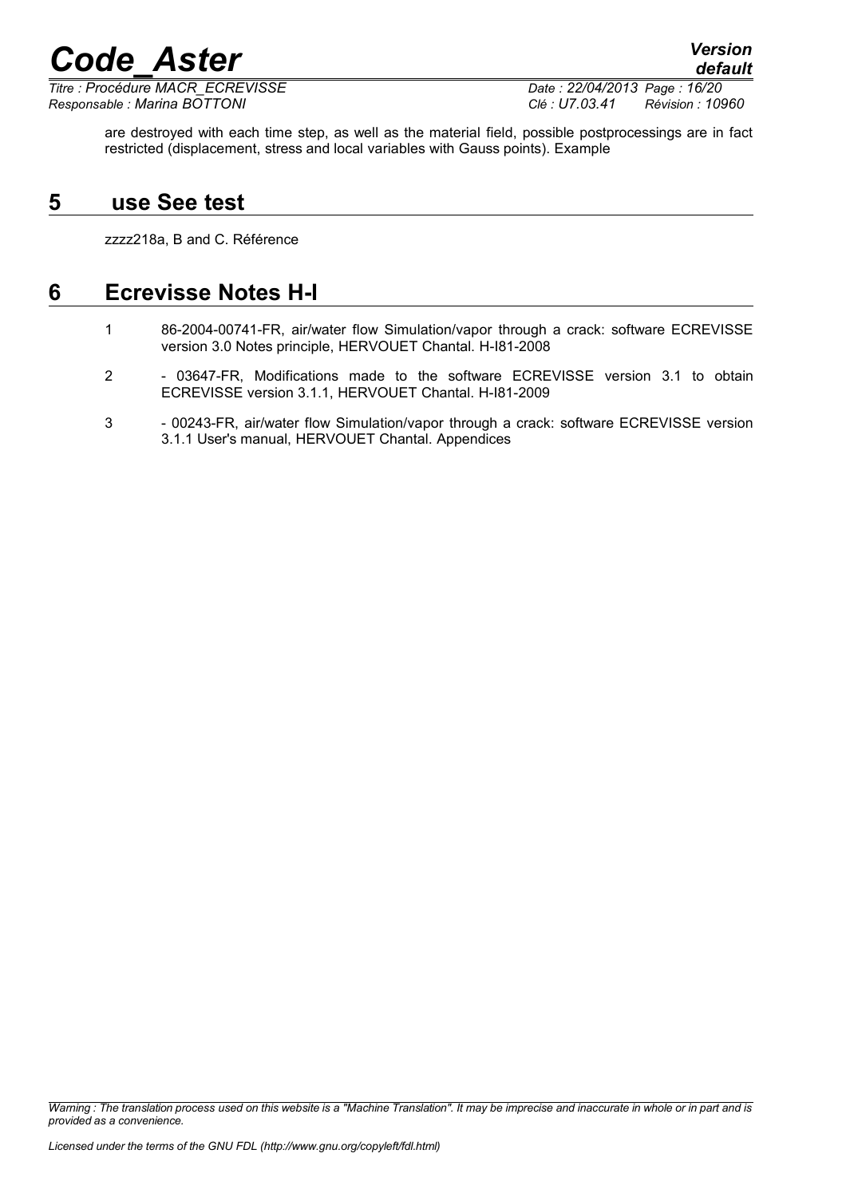are destroyed with each time step, as well as the material field, possible postprocessings are in fact restricted (displacement, stress and local variables with Gauss points). Example

# 5 use See test

zzzz218a, B and C. Référence

# 6 Ecrevisse Notes H-I

1. 86-2004-00741-FR, air/water flow Simulation/vapor through a crack: software ECREVISSE version 3.0 Notes principle, HERVOUET Chantal. H-I81-2008

2. - 03647-FR, Modifications made to the software ECREVISSE version 3.1 to obtain ECREVISSE version 3.1.1, HERVOUET Chantal. H-I81-2009

3. - 00243-FR, air/water flow Simulation/vapor through a crack: software ECREVISSE version 3.1.1 User's manual, HERVOUET Chantal. Appendices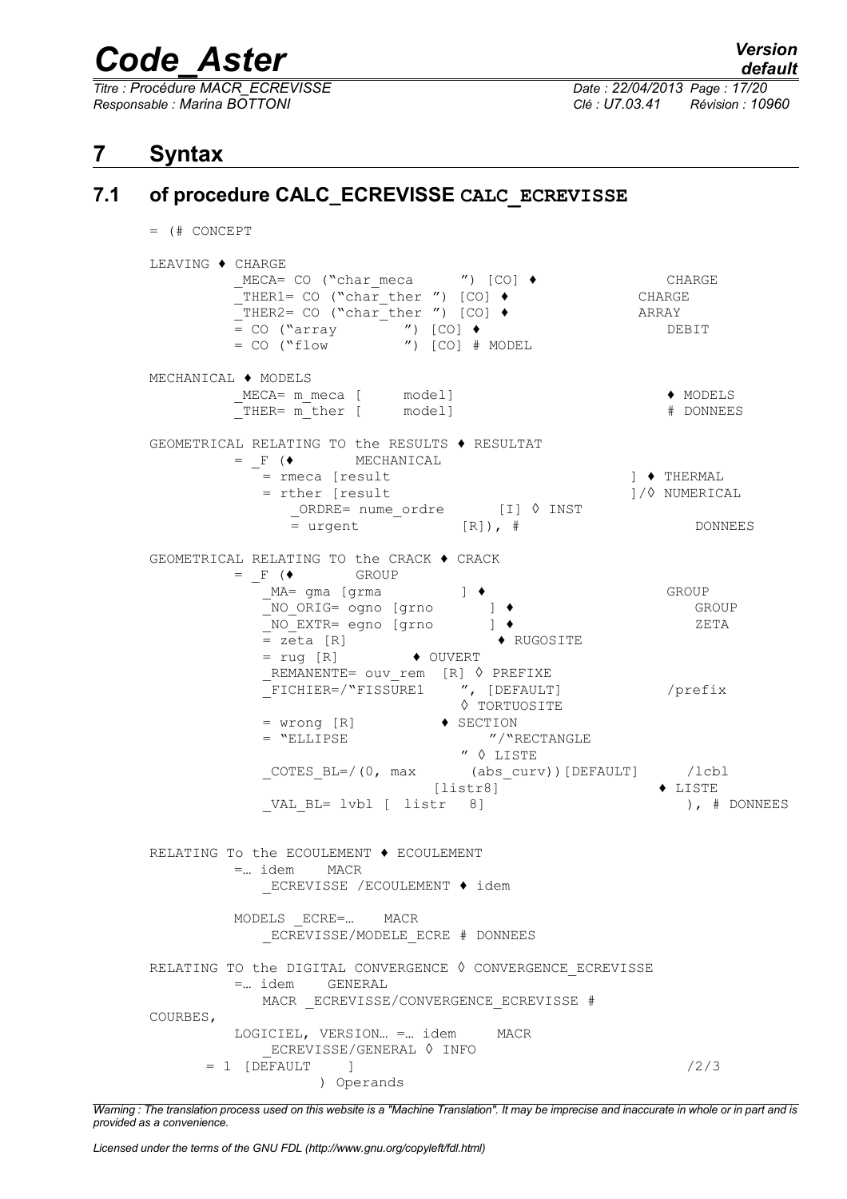# 7 Syntax

## 7.1 of procedure CALC_ECREVISSE CALC_ECREVISSE

```
= (# CONCEPT

LEAVING ♦ CHARGE
         _MECA= CO ("char_meca      ") [CO] ♦                  CHARGE
         _THER1= CO ("char_ther ") [CO] ♦                  CHARGE
         _THER2= CO ("char_ther ") [CO] ♦                  ARRAY
         = CO ("array        ") [CO] ♦                          DEBIT
         = CO ("flow         ") [CO] # MODEL

MECHANICAL ♦ MODELS
         _MECA= m_meca [     model]                              ♦ MODELS
         _THER= m_ther [     model]                              # DONNEES

GEOMETRICAL RELATING TO the RESULTS ♦ RESULTAT
         = _F (♦        MECHANICAL
            = rmeca [result                               ] ♦ THERMAL
            = rther [result                               ]/◊ NUMERICAL
               _ORDRE= nume_ordre       [I] ◊ INST
               = urgent            [R]), #                        DONNEES

GEOMETRICAL RELATING TO the CRACK ♦ CRACK
         = _F (♦        GROUP
            _MA= gma [grma         ] ♦                        GROUP
            _NO_ORIG= ogno [grno       ] ♦                        GROUP
            _NO_EXTR= egno [grno       ] ♦                        ZETA
            = zeta [R]                    ♦ RUGOSITE
            = rug [R]          ♦ OUVERT
            _REMANENTE= ouv_rem  [R] ◊ PREFIXE
            _FICHIER=/"FISSURE1     ", [DEFAULT]              /prefix
                                     ◊ TORTUOSITE
            = wrong [R]           ♦ SECTION
            = "ELLIPSE                  "/"RECTANGLE
                                  " ◊ LISTE
            _COTES_BL=/(0, max       (abs_curv))[DEFAULT]      /lcbl
                                [listr8]                    ♦ LISTE
            _VAL_BL= lvbl [  listr  8]                          ), # DONNEES


RELATING To the ECOULEMENT ♦ ECOULEMENT
         =… idem    MACR
            _ECREVISSE /ECOULEMENT ♦ idem

         MODELS _ECRE=…    MACR
            _ECREVISSE/MODELE_ECRE # DONNEES

RELATING TO the DIGITAL CONVERGENCE ◊ CONVERGENCE_ECREVISSE
         =… idem    GENERAL
            MACR _ECREVISSE/CONVERGENCE_ECREVISSE #
COURBES,
         LOGICIEL, VERSION… =… idem      MACR
            _ECREVISSE/GENERAL ◊ INFO
      = 1  [DEFAULT    ]                                      /2/3
                  ) Operands
```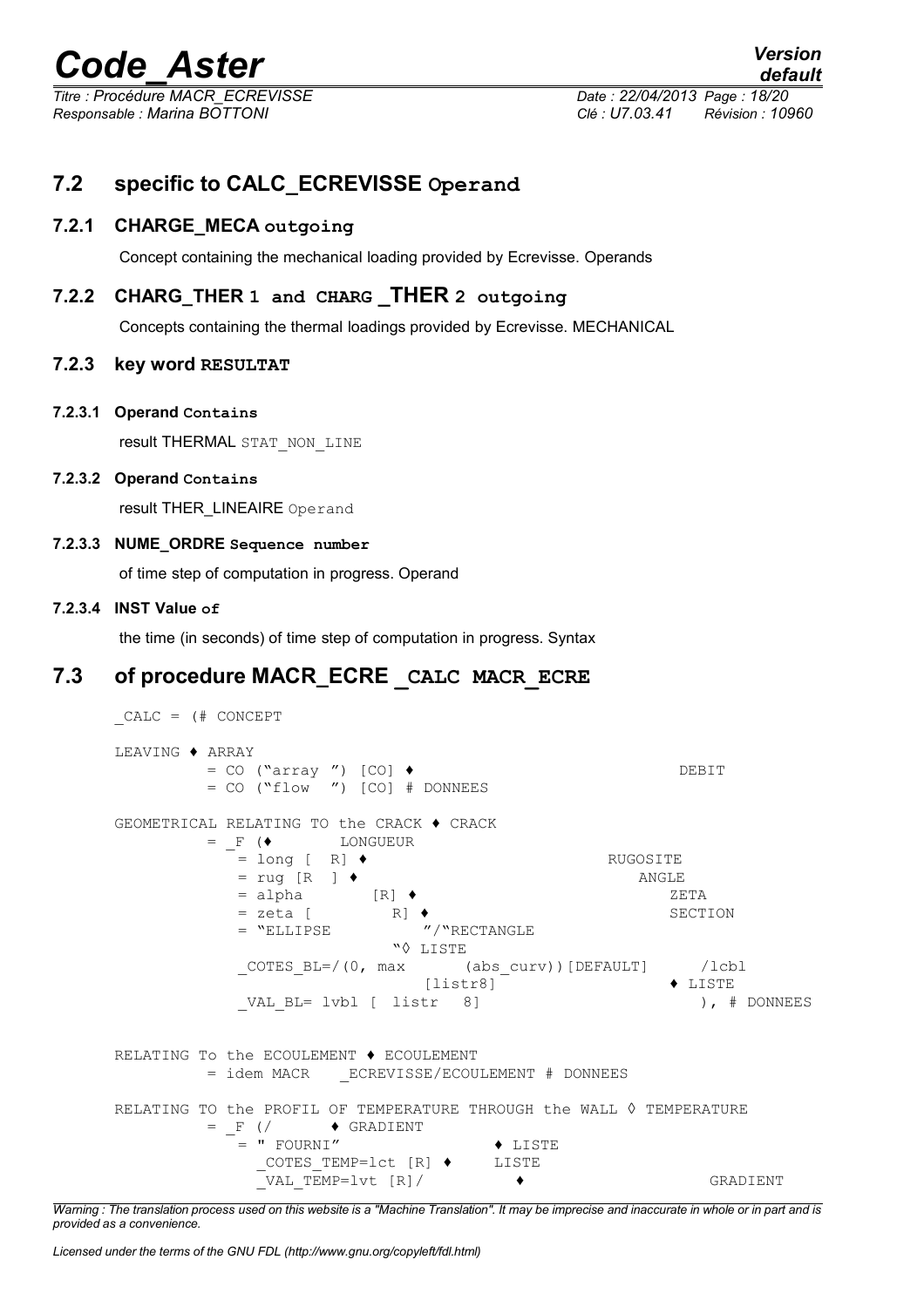## 7.2 specific to CALC_ECREVISSE Operand

### 7.2.1 CHARGE_MECA outgoing

Concept containing the mechanical loading provided by Ecrevisse. Operands

### 7.2.2 CHARG_THER 1 and CHARG _THER 2 outgoing

Concepts containing the thermal loadings provided by Ecrevisse. MECHANICAL

### 7.2.3 key word RESULTAT

#### 7.2.3.1 Operand Contains

result THERMAL STAT_NON_LINE

#### 7.2.3.2 Operand Contains

result THER_LINEAIRE Operand

#### 7.2.3.3 NUME_ORDRE Sequence number

of time step of computation in progress. Operand

#### 7.2.3.4 INST Value of

the time (in seconds) of time step of computation in progress. Syntax

## 7.3 of procedure MACR_ECRE _CALC MACR_ECRE

```
_CALC = (# CONCEPT

LEAVING ♦ ARRAY
         = CO ("array ") [CO] ♦                               DEBIT
         = CO ("flow  ") [CO] # DONNEES

GEOMETRICAL RELATING TO the CRACK ♦ CRACK
         = _F (♦       LONGUEUR
            = long [  R] ♦                          RUGOSITE
            = rug [R  ] ♦                               ANGLE
            = alpha       [R] ♦                             ZETA
            = zeta [        R] ♦                            SECTION
            = "ELLIPSE          "/"RECTANGLE
                          "◊ LISTE
            _COTES_BL=/(0, max      (abs_curv))[DEFAULT]      /lcbl
                               [listr8]                  ♦ LISTE
            _VAL_BL= lvbl [ listr  8]                         ), # DONNEES


RELATING To the ECOULEMENT ♦ ECOULEMENT
         = idem MACR   _ECREVISSE/ECOULEMENT # DONNEES

RELATING TO the PROFIL OF TEMPERATURE THROUGH the WALL ◊ TEMPERATURE
         = _F (/      ♦ GRADIENT
            = " FOURNI"             ♦ LISTE
              _COTES_TEMP=lct [R] ♦     LISTE
              _VAL_TEMP=lvt [R]/         ♦                      GRADIENT
```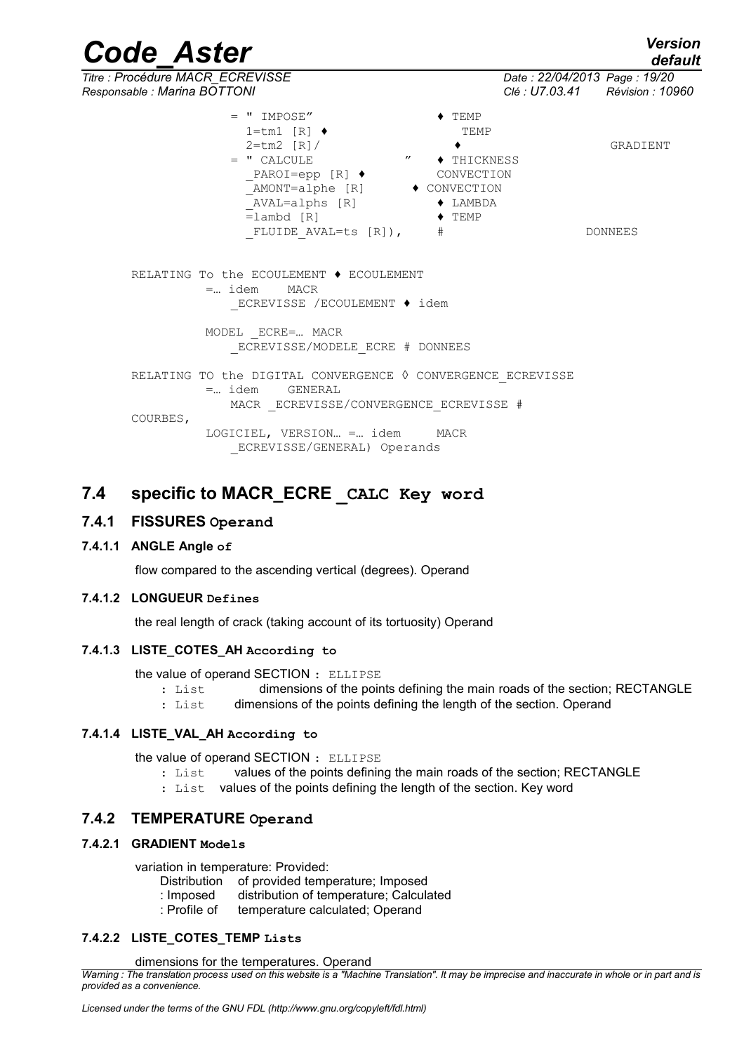```
                = " IMPOSE"                  ♦ TEMP
                  1=tm1 [R] ♦                   TEMP
                  2=tm2 [R]/                   ♦                     GRADIENT
                = " CALCULE                ″   ♦ THICKNESS
                  _PAROI=epp [R] ♦            CONVECTION
                  _AMONT=alphe [R]         ♦ CONVECTION
                  _AVAL=alphs [R]            ♦ LAMBDA
                  =lambd [R]                 ♦ TEMP
                  _FLUIDE_AVAL=ts [R]),      #                  DONNEES

RELATING To the ECOULEMENT ♦ ECOULEMENT
        =… idem    MACR
          _ECREVISSE /ECOULEMENT ♦ idem

        MODEL _ECRE=… MACR
          _ECREVISSE/MODELE_ECRE # DONNEES

RELATING TO the DIGITAL CONVERGENCE ◊ CONVERGENCE_ECREVISSE
        =… idem    GENERAL
          MACR _ECREVISSE/CONVERGENCE_ECREVISSE #
COURBES,
        LOGICIEL, VERSION… =… idem     MACR
          _ECREVISSE/GENERAL) Operands
```

## 7.4 specific to MACR_ECRE _CALC Key word

### 7.4.1 FISSURES Operand

#### 7.4.1.1 ANGLE Angle of

flow compared to the ascending vertical (degrees). Operand

#### 7.4.1.2 LONGUEUR Defines

the real length of crack (taking account of its tortuosity) Operand

#### 7.4.1.3 LISTE_COTES_AH According to

the value of operand SECTION : ELLIPSE

- : List dimensions of the points defining the main roads of the section; RECTANGLE
- : List dimensions of the points defining the length of the section. Operand

#### 7.4.1.4 LISTE_VAL_AH According to

the value of operand SECTION : ELLIPSE

- : List values of the points defining the main roads of the section; RECTANGLE
- : List values of the points defining the length of the section. Key word

### 7.4.2 TEMPERATURE Operand

#### 7.4.2.1 GRADIENT Models

variation in temperature: Provided:

- Distribution of provided temperature; Imposed
- : Imposed distribution of temperature; Calculated
- : Profile of temperature calculated; Operand

#### 7.4.2.2 LISTE_COTES_TEMP Lists

dimensions for the temperatures. Operand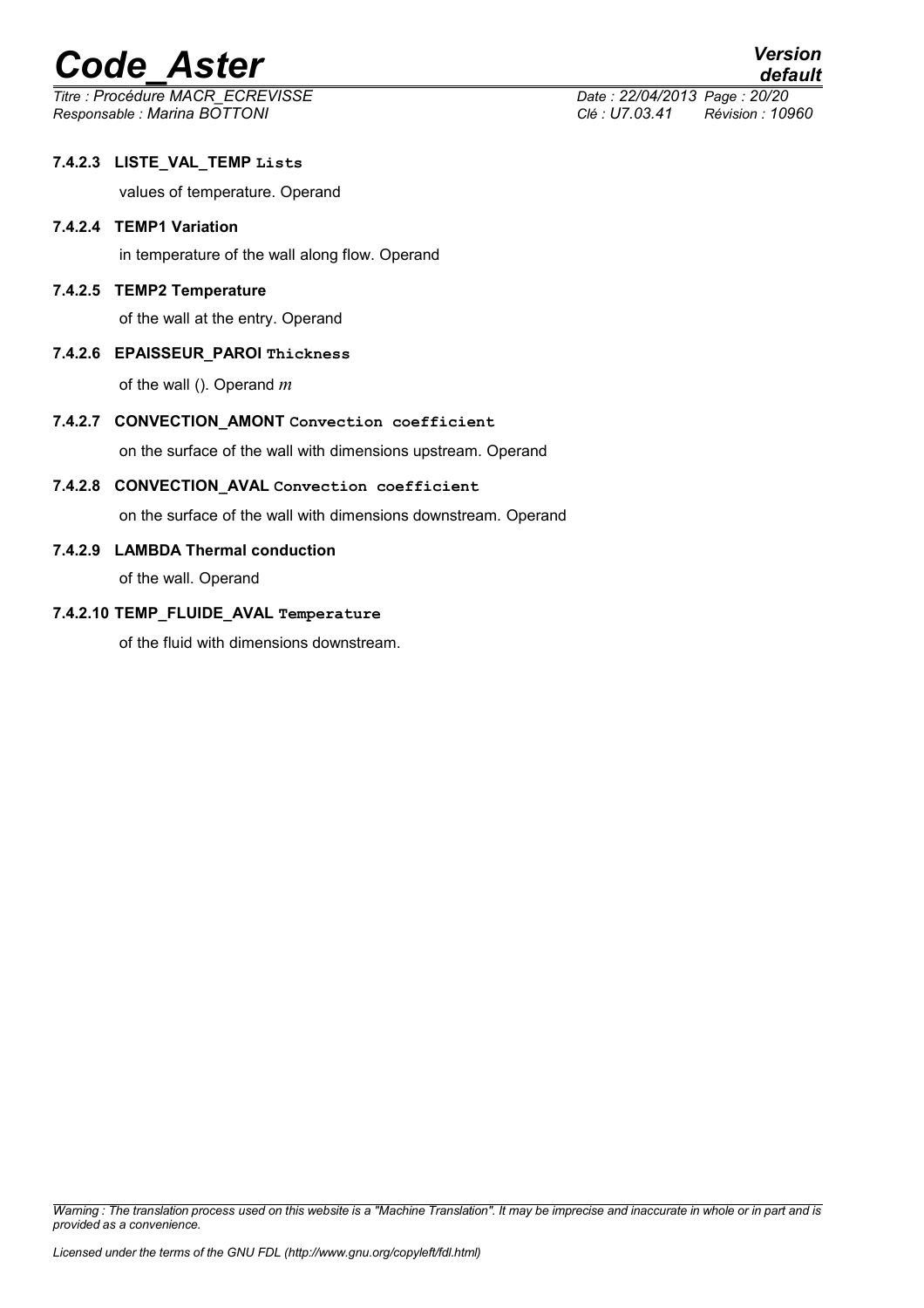#### 7.4.2.3 LISTE_VAL_TEMP `Lists`

values of temperature. Operand

#### 7.4.2.4 TEMP1 Variation

in temperature of the wall along flow. Operand

#### 7.4.2.5 TEMP2 Temperature

of the wall at the entry. Operand

#### 7.4.2.6 EPAISSEUR_PAROI `Thickness`

of the wall (). Operand $m$

#### 7.4.2.7 CONVECTION_AMONT `Convection coefficient`

on the surface of the wall with dimensions upstream. Operand

#### 7.4.2.8 CONVECTION_AVAL `Convection coefficient`

on the surface of the wall with dimensions downstream. Operand

#### 7.4.2.9 LAMBDA Thermal conduction

of the wall. Operand

#### 7.4.2.10 TEMP_FLUIDE_AVAL `Temperature`

of the fluid with dimensions downstream.